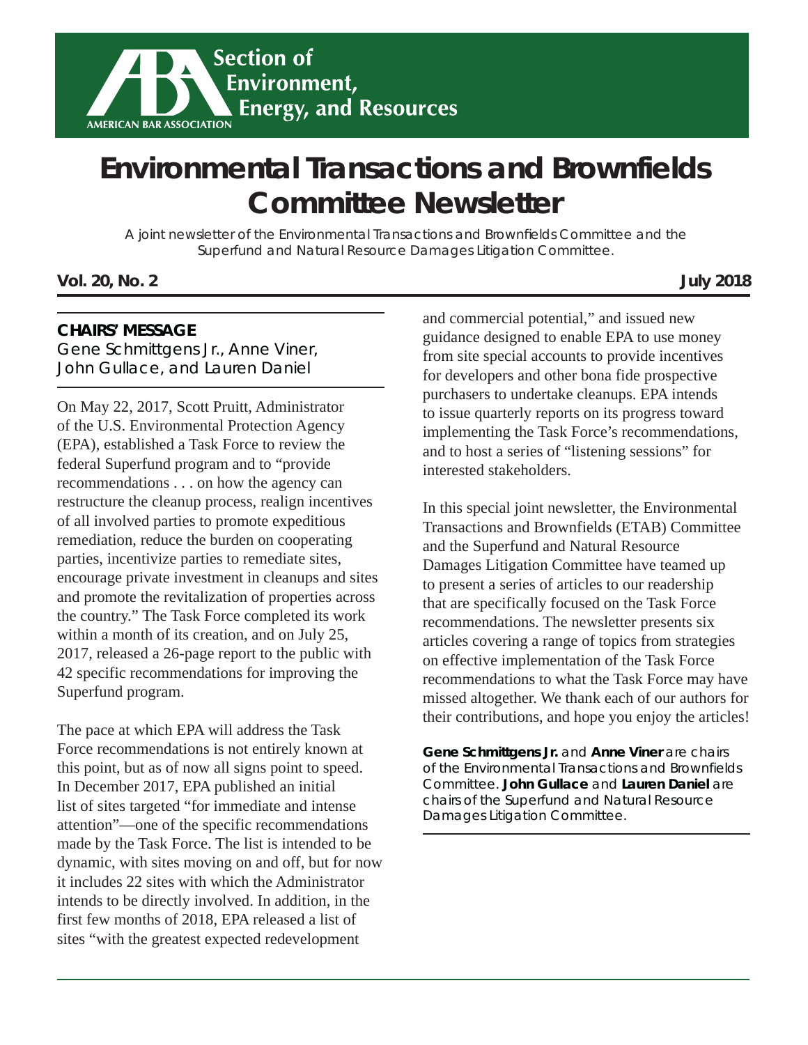Section of Environment, Energy, and Resources

AMERICAN BAR ASSOCIATION

# Environmental Transactions and Brownfields Committee Newsletter

A joint newsletter of the Environmental Transactions and Brownfields Committee and the Superfund and Natural Resource Damages Litigation Committee.

**Vol. 20, No. 2** **July 2018**

## CHAIRS' MESSAGE

Gene Schmittgens Jr., Anne Viner, John Gullace, and Lauren Daniel

On May 22, 2017, Scott Pruitt, Administrator of the U.S. Environmental Protection Agency (EPA), established a Task Force to review the federal Superfund program and to "provide recommendations . . . on how the agency can restructure the cleanup process, realign incentives of all involved parties to promote expeditious remediation, reduce the burden on cooperating parties, incentivize parties to remediate sites, encourage private investment in cleanups and sites and promote the revitalization of properties across the country." The Task Force completed its work within a month of its creation, and on July 25, 2017, released a 26-page report to the public with 42 specific recommendations for improving the Superfund program.

The pace at which EPA will address the Task Force recommendations is not entirely known at this point, but as of now all signs point to speed. In December 2017, EPA published an initial list of sites targeted "for immediate and intense attention"—one of the specific recommendations made by the Task Force. The list is intended to be dynamic, with sites moving on and off, but for now it includes 22 sites with which the Administrator intends to be directly involved. In addition, in the first few months of 2018, EPA released a list of sites "with the greatest expected redevelopment and commercial potential," and issued new guidance designed to enable EPA to use money from site special accounts to provide incentives for developers and other bona fide prospective purchasers to undertake cleanups. EPA intends to issue quarterly reports on its progress toward implementing the Task Force's recommendations, and to host a series of "listening sessions" for interested stakeholders.

In this special joint newsletter, the Environmental Transactions and Brownfields (ETAB) Committee and the Superfund and Natural Resource Damages Litigation Committee have teamed up to present a series of articles to our readership that are specifically focused on the Task Force recommendations. The newsletter presents six articles covering a range of topics from strategies on effective implementation of the Task Force recommendations to what the Task Force may have missed altogether. We thank each of our authors for their contributions, and hope you enjoy the articles!

**Gene Schmittgens Jr.** and **Anne Viner** are chairs of the Environmental Transactions and Brownfields Committee. **John Gullace** and **Lauren Daniel** are chairs of the Superfund and Natural Resource Damages Litigation Committee.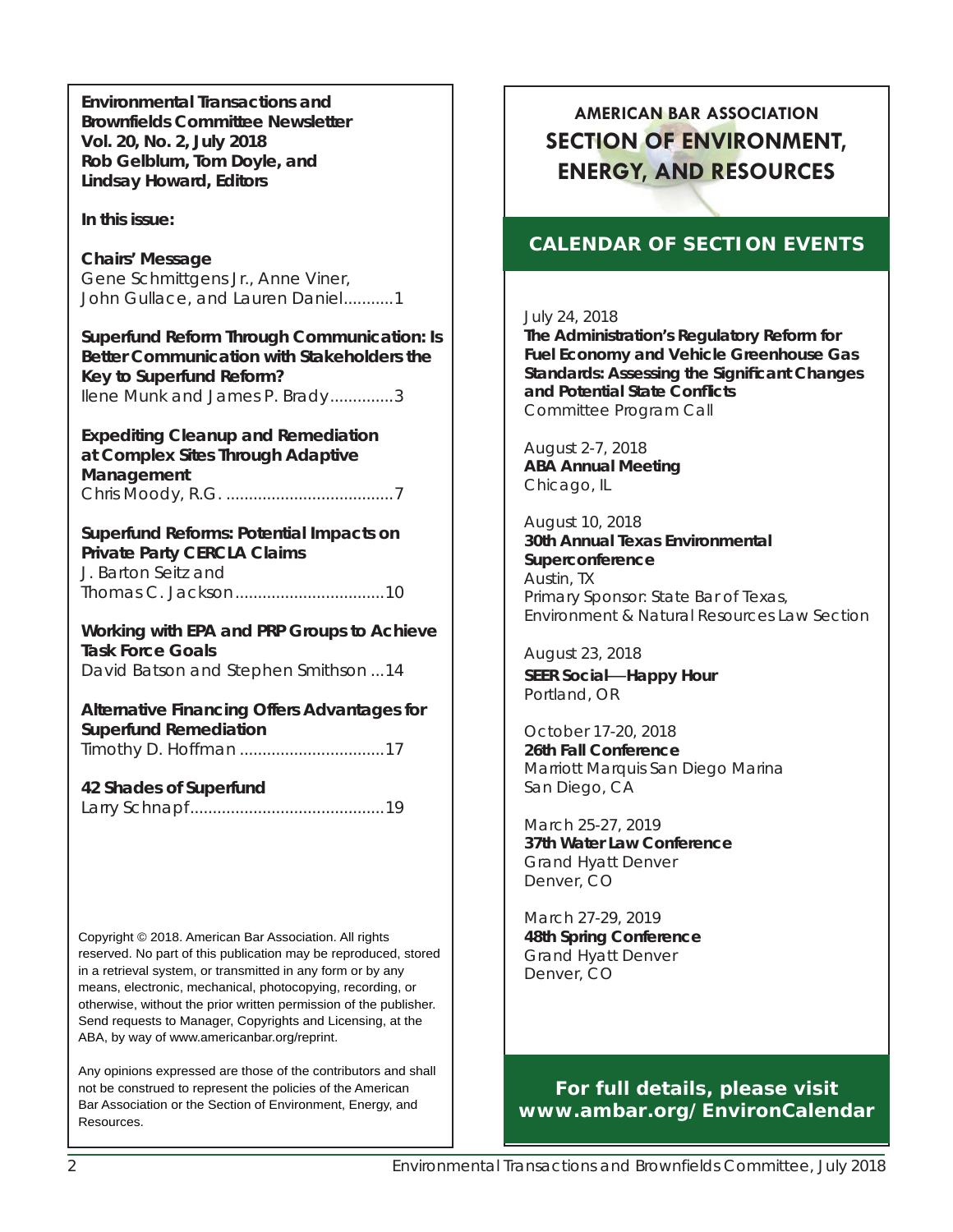**Environmental Transactions and Brownfields Committee Newsletter**
**Vol. 20, No. 2, July 2018**
**Rob Gelblum, Tom Doyle, and Lindsay Howard, Editors**

**In this issue:**

**Chairs' Message**
Gene Schmittgens Jr., Anne Viner, John Gullace, and Lauren Daniel...........1

**Superfund Reform Through Communication: Is Better Communication with Stakeholders the Key to Superfund Reform?**
Ilene Munk and James P. Brady..............3

**Expediting Cleanup and Remediation at Complex Sites Through Adaptive Management**
Chris Moody, R.G. .....................................7

**Superfund Reforms: Potential Impacts on Private Party CERCLA Claims**
J. Barton Seitz and Thomas C. Jackson.................................10

**Working with EPA and PRP Groups to Achieve Task Force Goals**
David Batson and Stephen Smithson ...14

**Alternative Financing Offers Advantages for Superfund Remediation**
Timothy D. Hoffman ................................17

**42 Shades of Superfund**
Larry Schnapf...........................................19

Copyright © 2018. American Bar Association. All rights reserved. No part of this publication may be reproduced, stored in a retrieval system, or transmitted in any form or by any means, electronic, mechanical, photocopying, recording, or otherwise, without the prior written permission of the publisher. Send requests to Manager, Copyrights and Licensing, at the ABA, by way of www.americanbar.org/reprint.

Any opinions expressed are those of the contributors and shall not be construed to represent the policies of the American Bar Association or the Section of Environment, Energy, and Resources.

## AMERICAN BAR ASSOCIATION SECTION OF ENVIRONMENT, ENERGY, AND RESOURCES

## CALENDAR OF SECTION EVENTS

July 24, 2018
**The Administration's Regulatory Reform for Fuel Economy and Vehicle Greenhouse Gas Standards: Assessing the Significant Changes and Potential State Conflicts**
Committee Program Call

August 2-7, 2018
**ABA Annual Meeting**
Chicago, IL

August 10, 2018
**30th Annual Texas Environmental Superconference**
Austin, TX
Primary Sponsor: State Bar of Texas, Environment & Natural Resources Law Section

August 23, 2018
**SEER Social—Happy Hour**
Portland, OR

October 17-20, 2018
**26th Fall Conference**
Marriott Marquis San Diego Marina
San Diego, CA

March 25-27, 2019
**37th Water Law Conference**
Grand Hyatt Denver
Denver, CO

March 27-29, 2019
**48th Spring Conference**
Grand Hyatt Denver
Denver, CO

**For full details, please visit www.ambar.org/EnvironCalendar**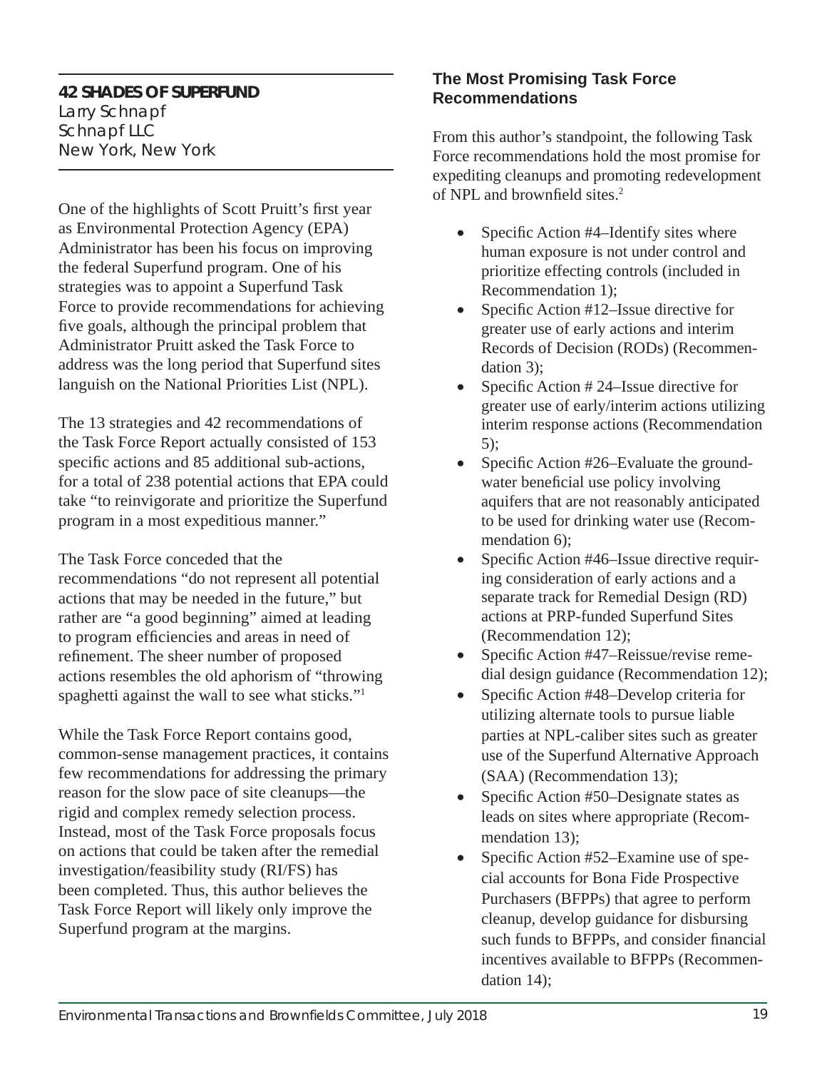## 42 SHADES OF SUPERFUND

Larry Schnapf
Schnapf LLC
New York, New York

One of the highlights of Scott Pruitt's first year as Environmental Protection Agency (EPA) Administrator has been his focus on improving the federal Superfund program. One of his strategies was to appoint a Superfund Task Force to provide recommendations for achieving five goals, although the principal problem that Administrator Pruitt asked the Task Force to address was the long period that Superfund sites languish on the National Priorities List (NPL).

The 13 strategies and 42 recommendations of the Task Force Report actually consisted of 153 specific actions and 85 additional sub-actions, for a total of 238 potential actions that EPA could take "to reinvigorate and prioritize the Superfund program in a most expeditious manner."

The Task Force conceded that the recommendations "do not represent all potential actions that may be needed in the future," but rather are "a good beginning" aimed at leading to program efficiencies and areas in need of refinement. The sheer number of proposed actions resembles the old aphorism of "throwing spaghetti against the wall to see what sticks."[1]

While the Task Force Report contains good, common-sense management practices, it contains few recommendations for addressing the primary reason for the slow pace of site cleanups—the rigid and complex remedy selection process. Instead, most of the Task Force proposals focus on actions that could be taken after the remedial investigation/feasibility study (RI/FS) has been completed. Thus, this author believes the Task Force Report will likely only improve the Superfund program at the margins.

### The Most Promising Task Force Recommendations

From this author's standpoint, the following Task Force recommendations hold the most promise for expediting cleanups and promoting redevelopment of NPL and brownfield sites.[2]

- Specific Action #4–Identify sites where human exposure is not under control and prioritize effecting controls (included in Recommendation 1);
- Specific Action #12–Issue directive for greater use of early actions and interim Records of Decision (RODs) (Recommendation 3);
- Specific Action # 24–Issue directive for greater use of early/interim actions utilizing interim response actions (Recommendation 5);
- Specific Action #26–Evaluate the groundwater beneficial use policy involving aquifers that are not reasonably anticipated to be used for drinking water use (Recommendation 6);
- Specific Action #46–Issue directive requiring consideration of early actions and a separate track for Remedial Design (RD) actions at PRP-funded Superfund Sites (Recommendation 12);
- Specific Action #47–Reissue/revise remedial design guidance (Recommendation 12);
- Specific Action #48–Develop criteria for utilizing alternate tools to pursue liable parties at NPL-caliber sites such as greater use of the Superfund Alternative Approach (SAA) (Recommendation 13);
- Specific Action #50–Designate states as leads on sites where appropriate (Recommendation 13);
- Specific Action #52–Examine use of special accounts for Bona Fide Prospective Purchasers (BFPPs) that agree to perform cleanup, develop guidance for disbursing such funds to BFPPs, and consider financial incentives available to BFPPs (Recommendation 14);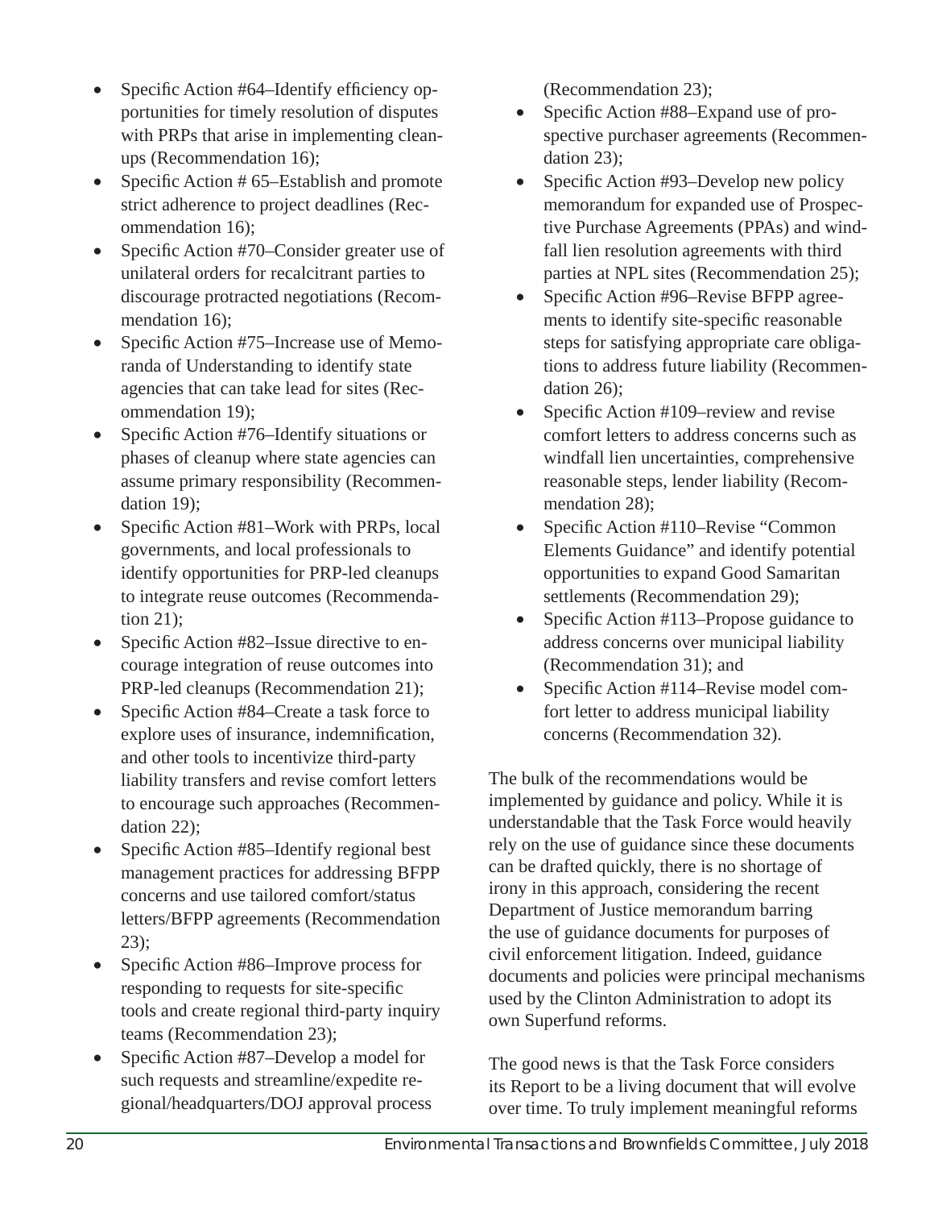- Specific Action #64–Identify efficiency opportunities for timely resolution of disputes with PRPs that arise in implementing cleanups (Recommendation 16);
- Specific Action # 65–Establish and promote strict adherence to project deadlines (Recommendation 16);
- Specific Action #70–Consider greater use of unilateral orders for recalcitrant parties to discourage protracted negotiations (Recommendation 16);
- Specific Action #75–Increase use of Memoranda of Understanding to identify state agencies that can take lead for sites (Recommendation 19);
- Specific Action #76–Identify situations or phases of cleanup where state agencies can assume primary responsibility (Recommendation 19);
- Specific Action #81–Work with PRPs, local governments, and local professionals to identify opportunities for PRP-led cleanups to integrate reuse outcomes (Recommendation 21);
- Specific Action #82–Issue directive to encourage integration of reuse outcomes into PRP-led cleanups (Recommendation 21);
- Specific Action #84–Create a task force to explore uses of insurance, indemnification, and other tools to incentivize third-party liability transfers and revise comfort letters to encourage such approaches (Recommendation 22);
- Specific Action #85–Identify regional best management practices for addressing BFPP concerns and use tailored comfort/status letters/BFPP agreements (Recommendation 23);
- Specific Action #86–Improve process for responding to requests for site-specific tools and create regional third-party inquiry teams (Recommendation 23);
- Specific Action #87–Develop a model for such requests and streamline/expedite regional/headquarters/DOJ approval process (Recommendation 23);
- Specific Action #88–Expand use of prospective purchaser agreements (Recommendation 23);
- Specific Action #93–Develop new policy memorandum for expanded use of Prospective Purchase Agreements (PPAs) and windfall lien resolution agreements with third parties at NPL sites (Recommendation 25);
- Specific Action #96–Revise BFPP agreements to identify site-specific reasonable steps for satisfying appropriate care obligations to address future liability (Recommendation 26);
- Specific Action #109–review and revise comfort letters to address concerns such as windfall lien uncertainties, comprehensive reasonable steps, lender liability (Recommendation 28);
- Specific Action #110–Revise "Common Elements Guidance" and identify potential opportunities to expand Good Samaritan settlements (Recommendation 29);
- Specific Action #113–Propose guidance to address concerns over municipal liability (Recommendation 31); and
- Specific Action #114–Revise model comfort letter to address municipal liability concerns (Recommendation 32).

The bulk of the recommendations would be implemented by guidance and policy. While it is understandable that the Task Force would heavily rely on the use of guidance since these documents can be drafted quickly, there is no shortage of irony in this approach, considering the recent Department of Justice memorandum barring the use of guidance documents for purposes of civil enforcement litigation. Indeed, guidance documents and policies were principal mechanisms used by the Clinton Administration to adopt its own Superfund reforms.

The good news is that the Task Force considers its Report to be a living document that will evolve over time. To truly implement meaningful reforms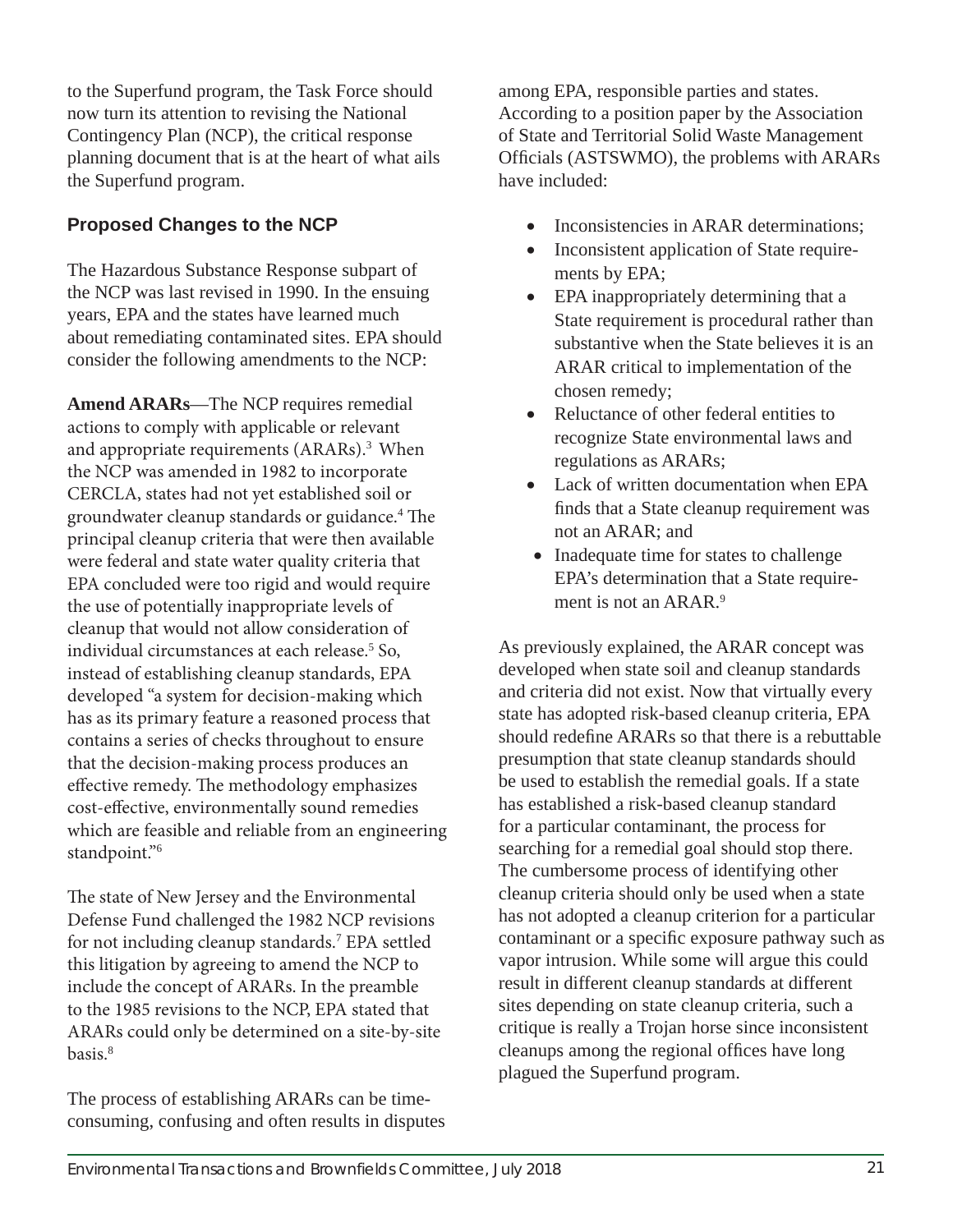to the Superfund program, the Task Force should now turn its attention to revising the National Contingency Plan (NCP), the critical response planning document that is at the heart of what ails the Superfund program.

### Proposed Changes to the NCP

The Hazardous Substance Response subpart of the NCP was last revised in 1990. In the ensuing years, EPA and the states have learned much about remediating contaminated sites. EPA should consider the following amendments to the NCP:

**Amend ARARs**—The NCP requires remedial actions to comply with applicable or relevant and appropriate requirements (ARARs).[3] When the NCP was amended in 1982 to incorporate CERCLA, states had not yet established soil or groundwater cleanup standards or guidance.[4] The principal cleanup criteria that were then available were federal and state water quality criteria that EPA concluded were too rigid and would require the use of potentially inappropriate levels of cleanup that would not allow consideration of individual circumstances at each release.[5] So, instead of establishing cleanup standards, EPA developed "a system for decision-making which has as its primary feature a reasoned process that contains a series of checks throughout to ensure that the decision-making process produces an effective remedy. The methodology emphasizes cost-effective, environmentally sound remedies which are feasible and reliable from an engineering standpoint."[6]

The state of New Jersey and the Environmental Defense Fund challenged the 1982 NCP revisions for not including cleanup standards.[7] EPA settled this litigation by agreeing to amend the NCP to include the concept of ARARs. In the preamble to the 1985 revisions to the NCP, EPA stated that ARARs could only be determined on a site-by-site basis.[8]

The process of establishing ARARs can be time-consuming, confusing and often results in disputes among EPA, responsible parties and states. According to a position paper by the Association of State and Territorial Solid Waste Management Officials (ASTSWMO), the problems with ARARs have included:

- Inconsistencies in ARAR determinations;
- Inconsistent application of State requirements by EPA;
- EPA inappropriately determining that a State requirement is procedural rather than substantive when the State believes it is an ARAR critical to implementation of the chosen remedy;
- Reluctance of other federal entities to recognize State environmental laws and regulations as ARARs;
- Lack of written documentation when EPA finds that a State cleanup requirement was not an ARAR; and
- Inadequate time for states to challenge EPA's determination that a State requirement is not an ARAR.[9]

As previously explained, the ARAR concept was developed when state soil and cleanup standards and criteria did not exist. Now that virtually every state has adopted risk-based cleanup criteria, EPA should redefine ARARs so that there is a rebuttable presumption that state cleanup standards should be used to establish the remedial goals. If a state has established a risk-based cleanup standard for a particular contaminant, the process for searching for a remedial goal should stop there. The cumbersome process of identifying other cleanup criteria should only be used when a state has not adopted a cleanup criterion for a particular contaminant or a specific exposure pathway such as vapor intrusion. While some will argue this could result in different cleanup standards at different sites depending on state cleanup criteria, such a critique is really a Trojan horse since inconsistent cleanups among the regional offices have long plagued the Superfund program.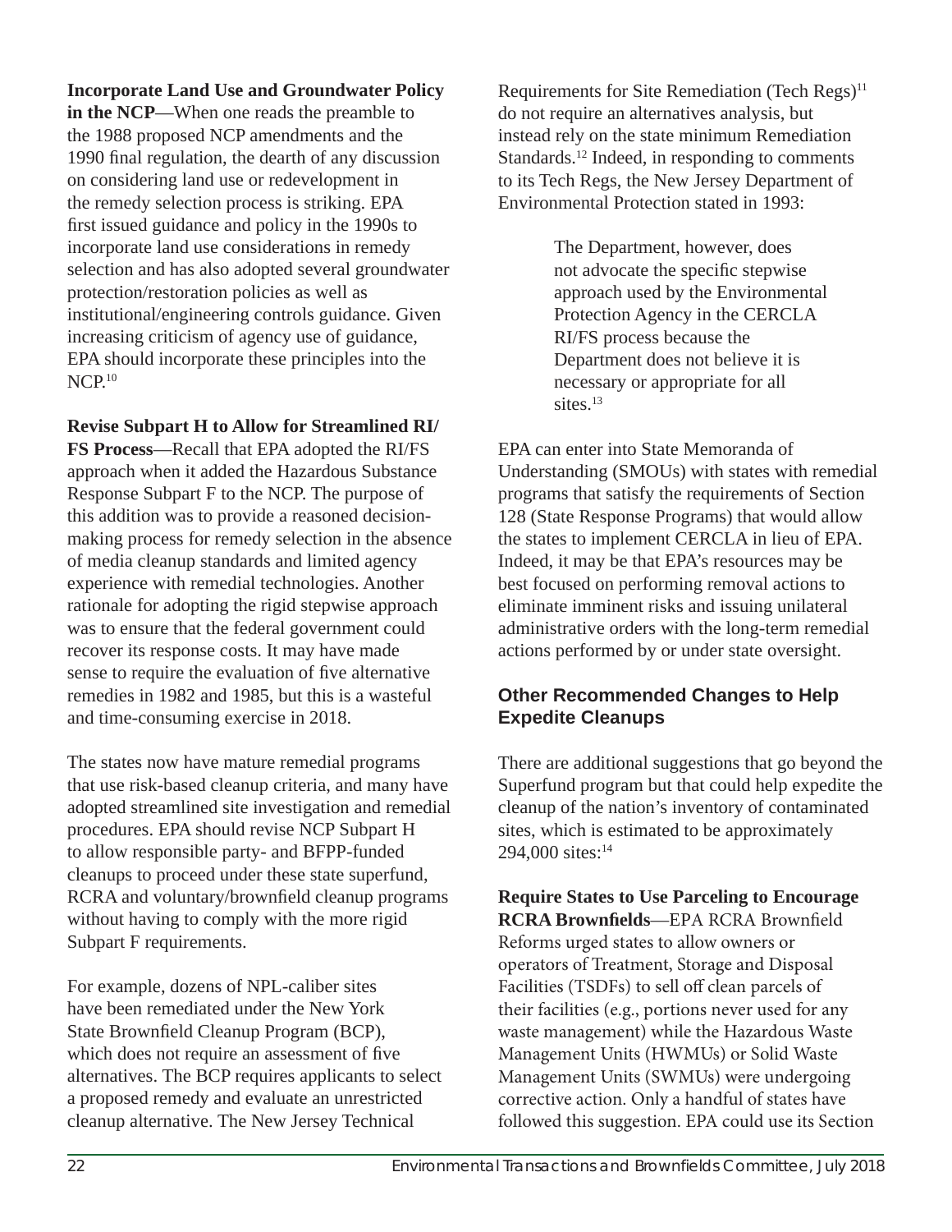**Incorporate Land Use and Groundwater Policy in the NCP**—When one reads the preamble to the 1988 proposed NCP amendments and the 1990 final regulation, the dearth of any discussion on considering land use or redevelopment in the remedy selection process is striking. EPA first issued guidance and policy in the 1990s to incorporate land use considerations in remedy selection and has also adopted several groundwater protection/restoration policies as well as institutional/engineering controls guidance. Given increasing criticism of agency use of guidance, EPA should incorporate these principles into the NCP.[10]

**Revise Subpart H to Allow for Streamlined RI/FS Process**—Recall that EPA adopted the RI/FS approach when it added the Hazardous Substance Response Subpart F to the NCP. The purpose of this addition was to provide a reasoned decision-making process for remedy selection in the absence of media cleanup standards and limited agency experience with remedial technologies. Another rationale for adopting the rigid stepwise approach was to ensure that the federal government could recover its response costs. It may have made sense to require the evaluation of five alternative remedies in 1982 and 1985, but this is a wasteful and time-consuming exercise in 2018.

The states now have mature remedial programs that use risk-based cleanup criteria, and many have adopted streamlined site investigation and remedial procedures. EPA should revise NCP Subpart H to allow responsible party- and BFPP-funded cleanups to proceed under these state superfund, RCRA and voluntary/brownfield cleanup programs without having to comply with the more rigid Subpart F requirements.

For example, dozens of NPL-caliber sites have been remediated under the New York State Brownfield Cleanup Program (BCP), which does not require an assessment of five alternatives. The BCP requires applicants to select a proposed remedy and evaluate an unrestricted cleanup alternative. The New Jersey Technical Requirements for Site Remediation (Tech Regs)[11] do not require an alternatives analysis, but instead rely on the state minimum Remediation Standards.[12] Indeed, in responding to comments to its Tech Regs, the New Jersey Department of Environmental Protection stated in 1993:

> The Department, however, does not advocate the specific stepwise approach used by the Environmental Protection Agency in the CERCLA RI/FS process because the Department does not believe it is necessary or appropriate for all sites.[13]

EPA can enter into State Memoranda of Understanding (SMOUs) with states with remedial programs that satisfy the requirements of Section 128 (State Response Programs) that would allow the states to implement CERCLA in lieu of EPA. Indeed, it may be that EPA's resources may be best focused on performing removal actions to eliminate imminent risks and issuing unilateral administrative orders with the long-term remedial actions performed by or under state oversight.

## Other Recommended Changes to Help Expedite Cleanups

There are additional suggestions that go beyond the Superfund program but that could help expedite the cleanup of the nation's inventory of contaminated sites, which is estimated to be approximately 294,000 sites:[14]

**Require States to Use Parceling to Encourage RCRA Brownfields**—EPA RCRA Brownfield Reforms urged states to allow owners or operators of Treatment, Storage and Disposal Facilities (TSDFs) to sell off clean parcels of their facilities (e.g., portions never used for any waste management) while the Hazardous Waste Management Units (HWMUs) or Solid Waste Management Units (SWMUs) were undergoing corrective action. Only a handful of states have followed this suggestion. EPA could use its Section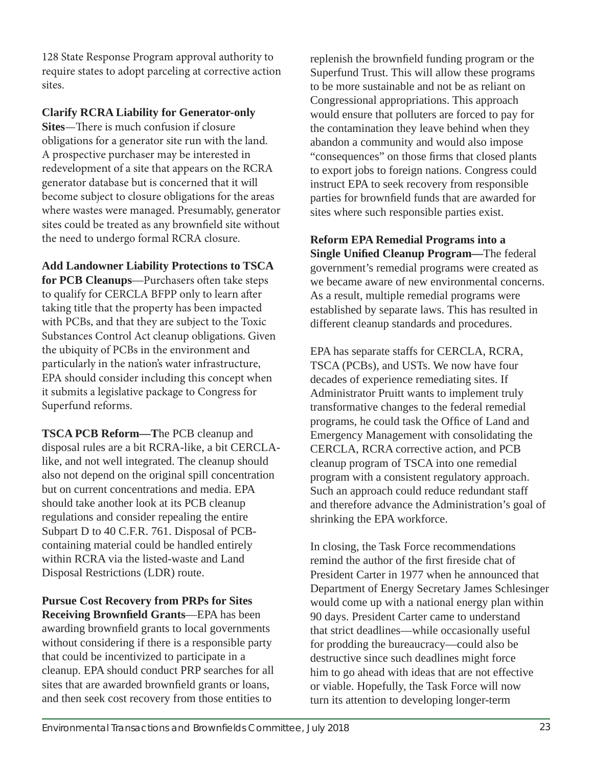128 State Response Program approval authority to require states to adopt parceling at corrective action sites.

**Clarify RCRA Liability for Generator-only Sites**—There is much confusion if closure obligations for a generator site run with the land. A prospective purchaser may be interested in redevelopment of a site that appears on the RCRA generator database but is concerned that it will become subject to closure obligations for the areas where wastes were managed. Presumably, generator sites could be treated as any brownfield site without the need to undergo formal RCRA closure.

**Add Landowner Liability Protections to TSCA for PCB Cleanups**—Purchasers often take steps to qualify for CERCLA BFPP only to learn after taking title that the property has been impacted with PCBs, and that they are subject to the Toxic Substances Control Act cleanup obligations. Given the ubiquity of PCBs in the environment and particularly in the nation's water infrastructure, EPA should consider including this concept when it submits a legislative package to Congress for Superfund reforms.

**TSCA PCB Reform—T**he PCB cleanup and disposal rules are a bit RCRA-like, a bit CERCLA-like, and not well integrated. The cleanup should also not depend on the original spill concentration but on current concentrations and media. EPA should take another look at its PCB cleanup regulations and consider repealing the entire Subpart D to 40 C.F.R. 761. Disposal of PCB-containing material could be handled entirely within RCRA via the listed-waste and Land Disposal Restrictions (LDR) route.

**Pursue Cost Recovery from PRPs for Sites Receiving Brownfield Grants**—EPA has been awarding brownfield grants to local governments without considering if there is a responsible party that could be incentivized to participate in a cleanup. EPA should conduct PRP searches for all sites that are awarded brownfield grants or loans, and then seek cost recovery from those entities to replenish the brownfield funding program or the Superfund Trust. This will allow these programs to be more sustainable and not be as reliant on Congressional appropriations. This approach would ensure that polluters are forced to pay for the contamination they leave behind when they abandon a community and would also impose "consequences" on those firms that closed plants to export jobs to foreign nations. Congress could instruct EPA to seek recovery from responsible parties for brownfield funds that are awarded for sites where such responsible parties exist.

**Reform EPA Remedial Programs into a Single Unified Cleanup Program—**The federal government's remedial programs were created as we became aware of new environmental concerns. As a result, multiple remedial programs were established by separate laws. This has resulted in different cleanup standards and procedures.

EPA has separate staffs for CERCLA, RCRA, TSCA (PCBs), and USTs. We now have four decades of experience remediating sites. If Administrator Pruitt wants to implement truly transformative changes to the federal remedial programs, he could task the Office of Land and Emergency Management with consolidating the CERCLA, RCRA corrective action, and PCB cleanup program of TSCA into one remedial program with a consistent regulatory approach. Such an approach could reduce redundant staff and therefore advance the Administration's goal of shrinking the EPA workforce.

In closing, the Task Force recommendations remind the author of the first fireside chat of President Carter in 1977 when he announced that Department of Energy Secretary James Schlesinger would come up with a national energy plan within 90 days. President Carter came to understand that strict deadlines—while occasionally useful for prodding the bureaucracy—could also be destructive since such deadlines might force him to go ahead with ideas that are not effective or viable. Hopefully, the Task Force will now turn its attention to developing longer-term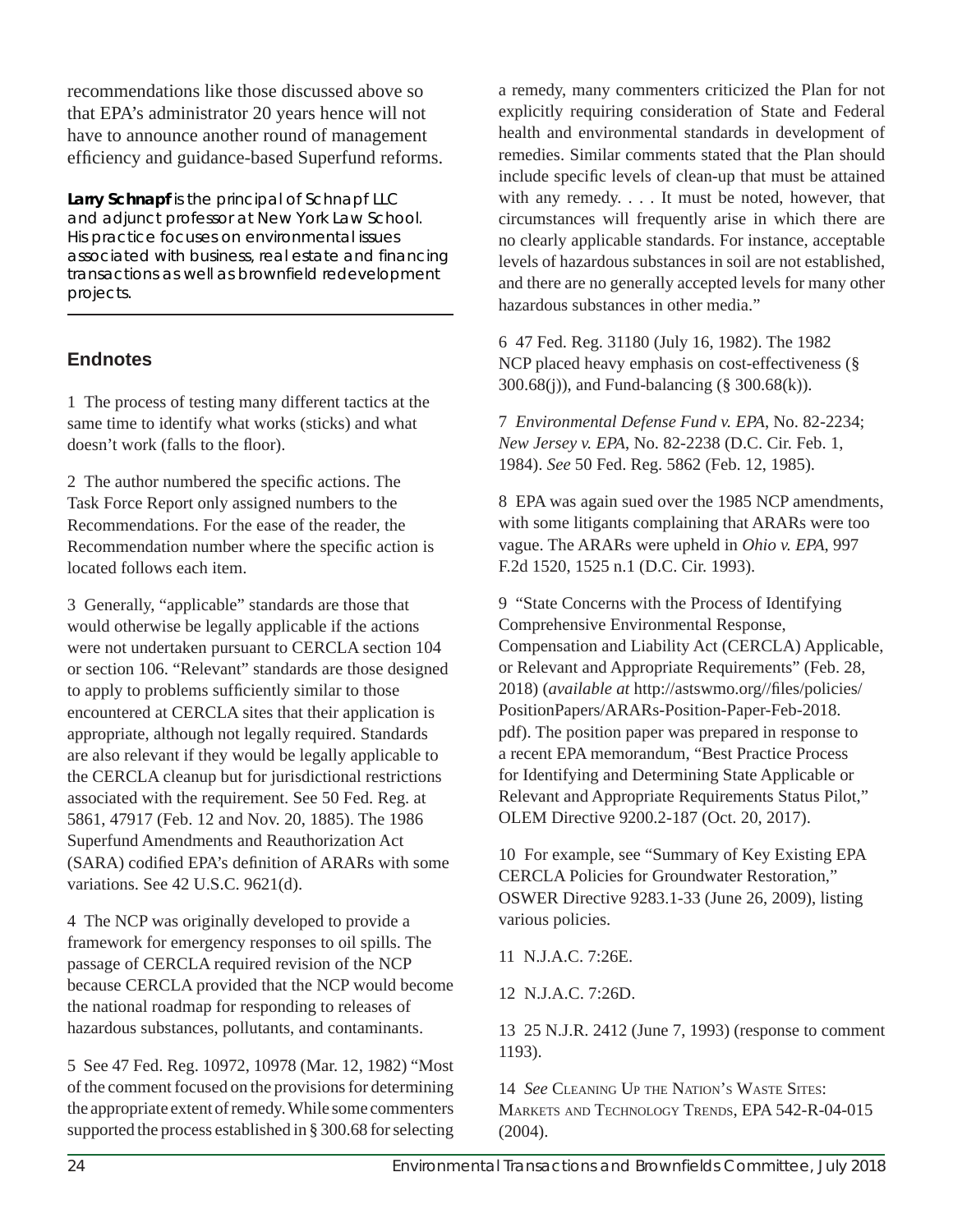recommendations like those discussed above so that EPA's administrator 20 years hence will not have to announce another round of management efficiency and guidance-based Superfund reforms.

**Larry Schnapf** is the principal of Schnapf LLC and adjunct professor at New York Law School. His practice focuses on environmental issues associated with business, real estate and financing transactions as well as brownfield redevelopment projects.

## Endnotes

1 The process of testing many different tactics at the same time to identify what works (sticks) and what doesn't work (falls to the floor).

2 The author numbered the specific actions. The Task Force Report only assigned numbers to the Recommendations. For the ease of the reader, the Recommendation number where the specific action is located follows each item.

3 Generally, "applicable" standards are those that would otherwise be legally applicable if the actions were not undertaken pursuant to CERCLA section 104 or section 106. "Relevant" standards are those designed to apply to problems sufficiently similar to those encountered at CERCLA sites that their application is appropriate, although not legally required. Standards are also relevant if they would be legally applicable to the CERCLA cleanup but for jurisdictional restrictions associated with the requirement. See 50 Fed. Reg. at 5861, 47917 (Feb. 12 and Nov. 20, 1885). The 1986 Superfund Amendments and Reauthorization Act (SARA) codified EPA's definition of ARARs with some variations. See 42 U.S.C. 9621(d).

4 The NCP was originally developed to provide a framework for emergency responses to oil spills. The passage of CERCLA required revision of the NCP because CERCLA provided that the NCP would become the national roadmap for responding to releases of hazardous substances, pollutants, and contaminants.

5 See 47 Fed. Reg. 10972, 10978 (Mar. 12, 1982) "Most of the comment focused on the provisions for determining the appropriate extent of remedy. While some commenters supported the process established in § 300.68 for selecting a remedy, many commenters criticized the Plan for not explicitly requiring consideration of State and Federal health and environmental standards in development of remedies. Similar comments stated that the Plan should include specific levels of clean-up that must be attained with any remedy. . . . It must be noted, however, that circumstances will frequently arise in which there are no clearly applicable standards. For instance, acceptable levels of hazardous substances in soil are not established, and there are no generally accepted levels for many other hazardous substances in other media."

6 47 Fed. Reg. 31180 (July 16, 1982). The 1982 NCP placed heavy emphasis on cost-effectiveness (§ 300.68(j)), and Fund-balancing (§ 300.68(k)).

7 *Environmental Defense Fund v. EPA*, No. 82-2234; *New Jersey v. EPA*, No. 82-2238 (D.C. Cir. Feb. 1, 1984). *See* 50 Fed. Reg. 5862 (Feb. 12, 1985).

8 EPA was again sued over the 1985 NCP amendments, with some litigants complaining that ARARs were too vague. The ARARs were upheld in *Ohio v. EPA*, 997 F.2d 1520, 1525 n.1 (D.C. Cir. 1993).

9 "State Concerns with the Process of Identifying Comprehensive Environmental Response, Compensation and Liability Act (CERCLA) Applicable, or Relevant and Appropriate Requirements" (Feb. 28, 2018) (*available at* http://astswmo.org//files/policies/PositionPapers/ARARs-Position-Paper-Feb-2018.pdf). The position paper was prepared in response to a recent EPA memorandum, "Best Practice Process for Identifying and Determining State Applicable or Relevant and Appropriate Requirements Status Pilot," OLEM Directive 9200.2-187 (Oct. 20, 2017).

10 For example, see "Summary of Key Existing EPA CERCLA Policies for Groundwater Restoration," OSWER Directive 9283.1-33 (June 26, 2009), listing various policies.

11 N.J.A.C. 7:26E.

12 N.J.A.C. 7:26D.

13 25 N.J.R. 2412 (June 7, 1993) (response to comment 1193).

14 *See* Cleaning Up the Nation's Waste Sites: Markets and Technology Trends, EPA 542-R-04-015 (2004).